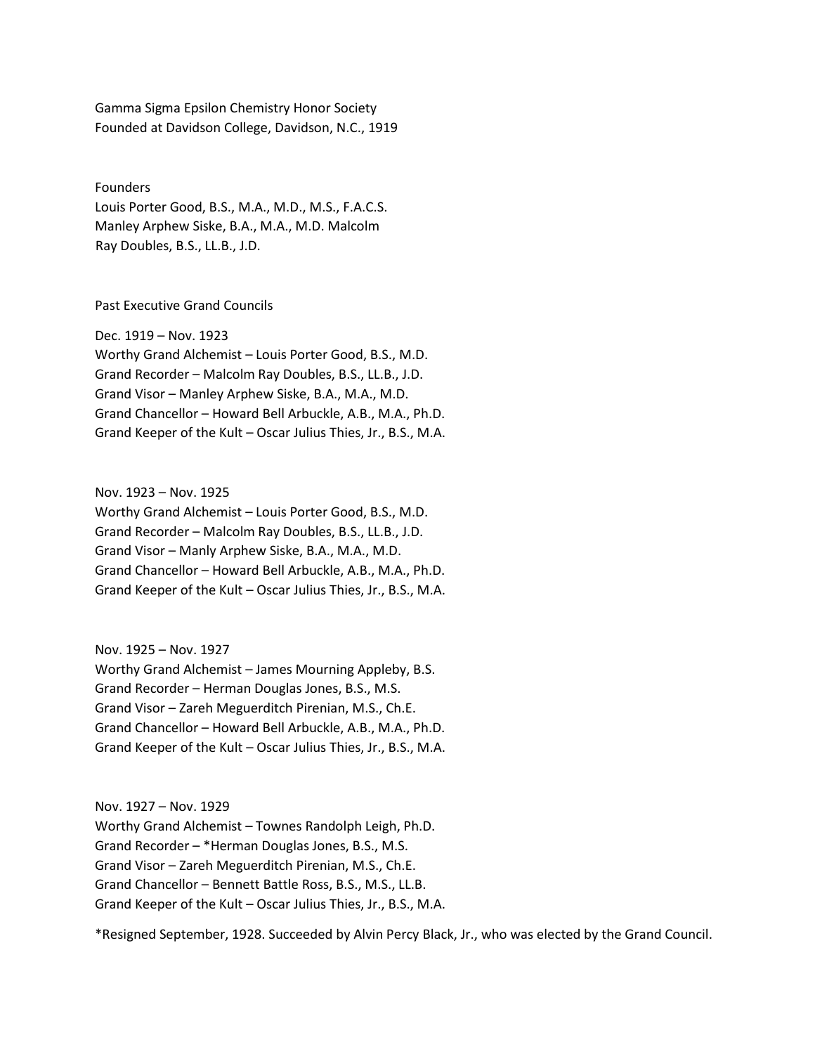Gamma Sigma Epsilon Chemistry Honor Society
Founded at Davidson College, Davidson, N.C., 1919

Founders
Louis Porter Good, B.S., M.A., M.D., M.S., F.A.C.S.
Manley Arphew Siske, B.A., M.A., M.D. Malcolm
Ray Doubles, B.S., LL.B., J.D.

Past Executive Grand Councils

Dec. 1919 – Nov. 1923
Worthy Grand Alchemist – Louis Porter Good, B.S., M.D.
Grand Recorder – Malcolm Ray Doubles, B.S., LL.B., J.D.
Grand Visor – Manley Arphew Siske, B.A., M.A., M.D.
Grand Chancellor – Howard Bell Arbuckle, A.B., M.A., Ph.D.
Grand Keeper of the Kult – Oscar Julius Thies, Jr., B.S., M.A.

Nov. 1923 – Nov. 1925
Worthy Grand Alchemist – Louis Porter Good, B.S., M.D.
Grand Recorder – Malcolm Ray Doubles, B.S., LL.B., J.D.
Grand Visor – Manly Arphew Siske, B.A., M.A., M.D.
Grand Chancellor – Howard Bell Arbuckle, A.B., M.A., Ph.D.
Grand Keeper of the Kult – Oscar Julius Thies, Jr., B.S., M.A.

Nov. 1925 – Nov. 1927
Worthy Grand Alchemist – James Mourning Appleby, B.S.
Grand Recorder – Herman Douglas Jones, B.S., M.S.
Grand Visor – Zareh Meguerditch Pirenian, M.S., Ch.E.
Grand Chancellor – Howard Bell Arbuckle, A.B., M.A., Ph.D.
Grand Keeper of the Kult – Oscar Julius Thies, Jr., B.S., M.A.

Nov. 1927 – Nov. 1929
Worthy Grand Alchemist – Townes Randolph Leigh, Ph.D.
Grand Recorder – *Herman Douglas Jones, B.S., M.S.
Grand Visor – Zareh Meguerditch Pirenian, M.S., Ch.E.
Grand Chancellor – Bennett Battle Ross, B.S., M.S., LL.B.
Grand Keeper of the Kult – Oscar Julius Thies, Jr., B.S., M.A.

*Resigned September, 1928. Succeeded by Alvin Percy Black, Jr., who was elected by the Grand Council.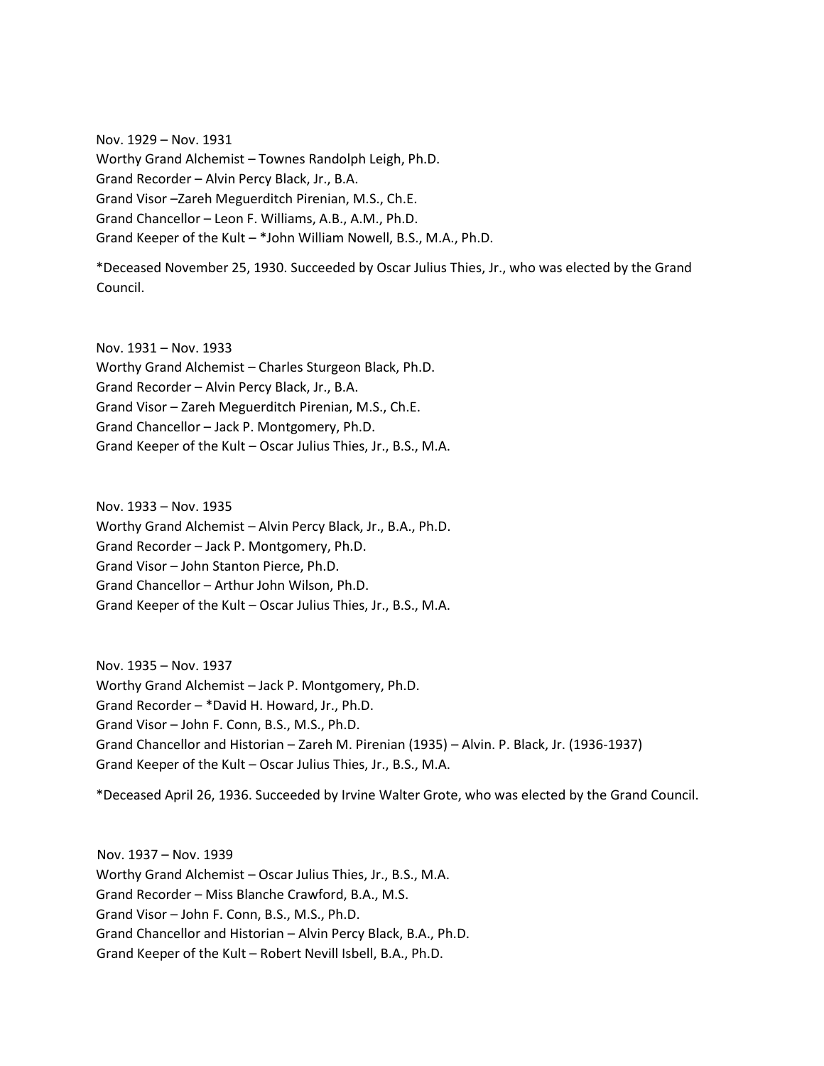Nov. 1929 – Nov. 1931
Worthy Grand Alchemist – Townes Randolph Leigh, Ph.D.
Grand Recorder – Alvin Percy Black, Jr., B.A.
Grand Visor –Zareh Meguerditch Pirenian, M.S., Ch.E.
Grand Chancellor – Leon F. Williams, A.B., A.M., Ph.D.
Grand Keeper of the Kult – *John William Nowell, B.S., M.A., Ph.D.

*Deceased November 25, 1930. Succeeded by Oscar Julius Thies, Jr., who was elected by the Grand Council.

Nov. 1931 – Nov. 1933
Worthy Grand Alchemist – Charles Sturgeon Black, Ph.D.
Grand Recorder – Alvin Percy Black, Jr., B.A.
Grand Visor – Zareh Meguerditch Pirenian, M.S., Ch.E.
Grand Chancellor – Jack P. Montgomery, Ph.D.
Grand Keeper of the Kult – Oscar Julius Thies, Jr., B.S., M.A.

Nov. 1933 – Nov. 1935
Worthy Grand Alchemist – Alvin Percy Black, Jr., B.A., Ph.D.
Grand Recorder – Jack P. Montgomery, Ph.D.
Grand Visor – John Stanton Pierce, Ph.D.
Grand Chancellor – Arthur John Wilson, Ph.D.
Grand Keeper of the Kult – Oscar Julius Thies, Jr., B.S., M.A.

Nov. 1935 – Nov. 1937
Worthy Grand Alchemist – Jack P. Montgomery, Ph.D.
Grand Recorder – *David H. Howard, Jr., Ph.D.
Grand Visor – John F. Conn, B.S., M.S., Ph.D.
Grand Chancellor and Historian – Zareh M. Pirenian (1935) – Alvin. P. Black, Jr. (1936-1937)
Grand Keeper of the Kult – Oscar Julius Thies, Jr., B.S., M.A.

*Deceased April 26, 1936. Succeeded by Irvine Walter Grote, who was elected by the Grand Council.

Nov. 1937 – Nov. 1939
Worthy Grand Alchemist – Oscar Julius Thies, Jr., B.S., M.A.
Grand Recorder – Miss Blanche Crawford, B.A., M.S.
Grand Visor – John F. Conn, B.S., M.S., Ph.D.
Grand Chancellor and Historian – Alvin Percy Black, B.A., Ph.D.
Grand Keeper of the Kult – Robert Nevill Isbell, B.A., Ph.D.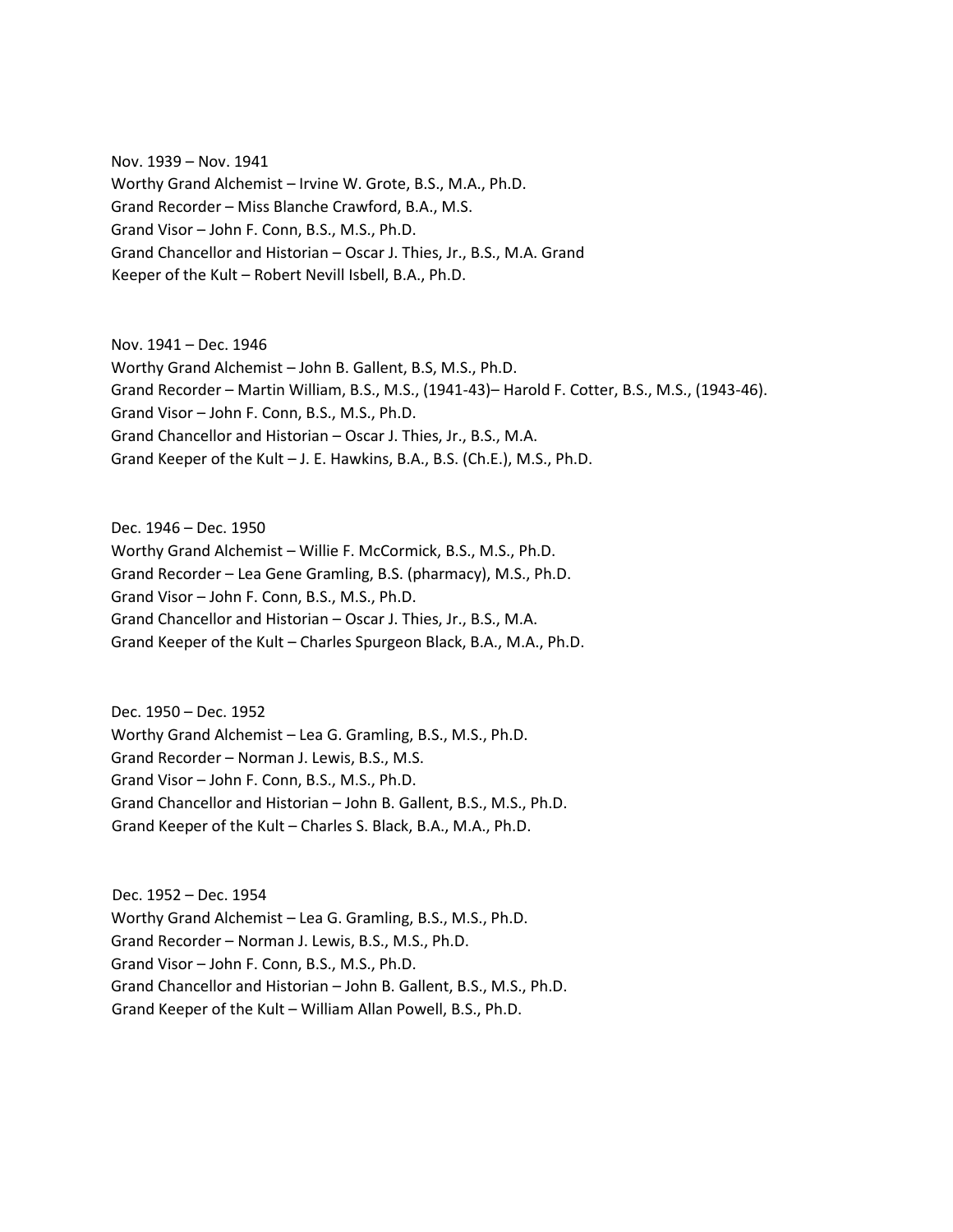Nov. 1939 – Nov. 1941
Worthy Grand Alchemist – Irvine W. Grote, B.S., M.A., Ph.D.
Grand Recorder – Miss Blanche Crawford, B.A., M.S.
Grand Visor – John F. Conn, B.S., M.S., Ph.D.
Grand Chancellor and Historian – Oscar J. Thies, Jr., B.S., M.A. Grand
Keeper of the Kult – Robert Nevill Isbell, B.A., Ph.D.

Nov. 1941 – Dec. 1946
Worthy Grand Alchemist – John B. Gallent, B.S, M.S., Ph.D.
Grand Recorder – Martin William, B.S., M.S., (1941-43)– Harold F. Cotter, B.S., M.S., (1943-46).
Grand Visor – John F. Conn, B.S., M.S., Ph.D.
Grand Chancellor and Historian – Oscar J. Thies, Jr., B.S., M.A.
Grand Keeper of the Kult – J. E. Hawkins, B.A., B.S. (Ch.E.), M.S., Ph.D.

Dec. 1946 – Dec. 1950
Worthy Grand Alchemist – Willie F. McCormick, B.S., M.S., Ph.D.
Grand Recorder – Lea Gene Gramling, B.S. (pharmacy), M.S., Ph.D.
Grand Visor – John F. Conn, B.S., M.S., Ph.D.
Grand Chancellor and Historian – Oscar J. Thies, Jr., B.S., M.A.
Grand Keeper of the Kult – Charles Spurgeon Black, B.A., M.A., Ph.D.

Dec. 1950 – Dec. 1952
Worthy Grand Alchemist – Lea G. Gramling, B.S., M.S., Ph.D.
Grand Recorder – Norman J. Lewis, B.S., M.S.
Grand Visor – John F. Conn, B.S., M.S., Ph.D.
Grand Chancellor and Historian – John B. Gallent, B.S., M.S., Ph.D.
Grand Keeper of the Kult – Charles S. Black, B.A., M.A., Ph.D.

Dec. 1952 – Dec. 1954
Worthy Grand Alchemist – Lea G. Gramling, B.S., M.S., Ph.D.
Grand Recorder – Norman J. Lewis, B.S., M.S., Ph.D.
Grand Visor – John F. Conn, B.S., M.S., Ph.D.
Grand Chancellor and Historian – John B. Gallent, B.S., M.S., Ph.D.
Grand Keeper of the Kult – William Allan Powell, B.S., Ph.D.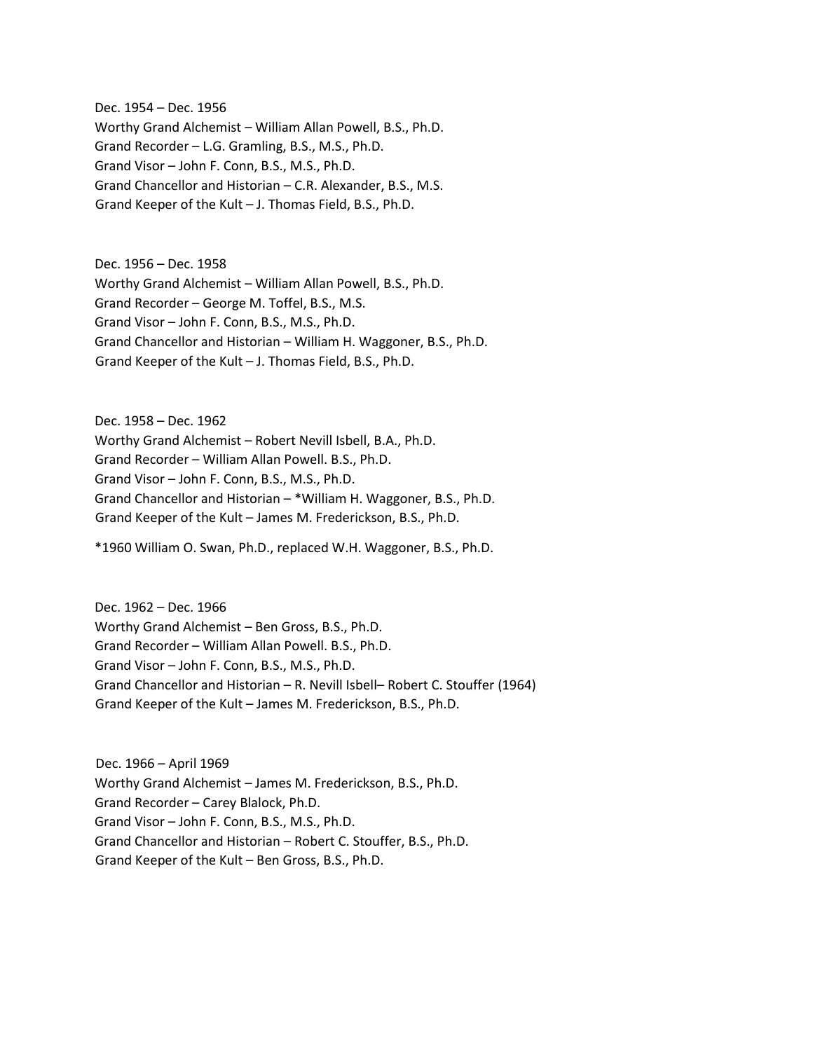Dec. 1954 – Dec. 1956
Worthy Grand Alchemist – William Allan Powell, B.S., Ph.D.
Grand Recorder – L.G. Gramling, B.S., M.S., Ph.D.
Grand Visor – John F. Conn, B.S., M.S., Ph.D.
Grand Chancellor and Historian – C.R. Alexander, B.S., M.S.
Grand Keeper of the Kult – J. Thomas Field, B.S., Ph.D.

Dec. 1956 – Dec. 1958
Worthy Grand Alchemist – William Allan Powell, B.S., Ph.D.
Grand Recorder – George M. Toffel, B.S., M.S.
Grand Visor – John F. Conn, B.S., M.S., Ph.D.
Grand Chancellor and Historian – William H. Waggoner, B.S., Ph.D.
Grand Keeper of the Kult – J. Thomas Field, B.S., Ph.D.

Dec. 1958 – Dec. 1962
Worthy Grand Alchemist – Robert Nevill Isbell, B.A., Ph.D.
Grand Recorder – William Allan Powell. B.S., Ph.D.
Grand Visor – John F. Conn, B.S., M.S., Ph.D.
Grand Chancellor and Historian – *William H. Waggoner, B.S., Ph.D.
Grand Keeper of the Kult – James M. Frederickson, B.S., Ph.D.

*1960 William O. Swan, Ph.D., replaced W.H. Waggoner, B.S., Ph.D.

Dec. 1962 – Dec. 1966
Worthy Grand Alchemist – Ben Gross, B.S., Ph.D.
Grand Recorder – William Allan Powell. B.S., Ph.D.
Grand Visor – John F. Conn, B.S., M.S., Ph.D.
Grand Chancellor and Historian – R. Nevill Isbell– Robert C. Stouffer (1964)
Grand Keeper of the Kult – James M. Frederickson, B.S., Ph.D.

Dec. 1966 – April 1969
Worthy Grand Alchemist – James M. Frederickson, B.S., Ph.D.
Grand Recorder – Carey Blalock, Ph.D.
Grand Visor – John F. Conn, B.S., M.S., Ph.D.
Grand Chancellor and Historian – Robert C. Stouffer, B.S., Ph.D.
Grand Keeper of the Kult – Ben Gross, B.S., Ph.D.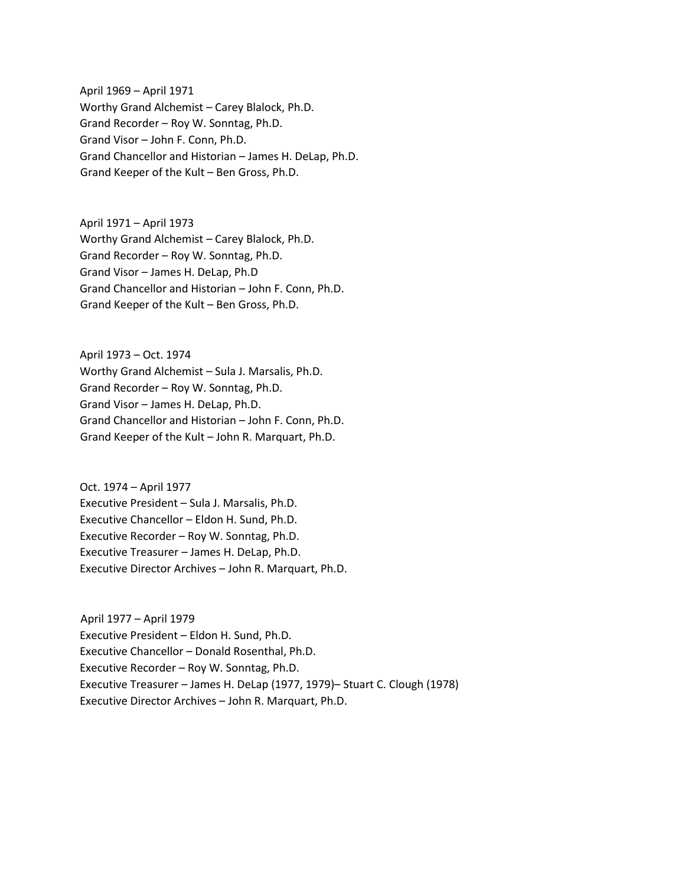April 1969 – April 1971
Worthy Grand Alchemist – Carey Blalock, Ph.D.
Grand Recorder – Roy W. Sonntag, Ph.D.
Grand Visor – John F. Conn, Ph.D.
Grand Chancellor and Historian – James H. DeLap, Ph.D.
Grand Keeper of the Kult – Ben Gross, Ph.D.

April 1971 – April 1973
Worthy Grand Alchemist – Carey Blalock, Ph.D.
Grand Recorder – Roy W. Sonntag, Ph.D.
Grand Visor – James H. DeLap, Ph.D
Grand Chancellor and Historian – John F. Conn, Ph.D.
Grand Keeper of the Kult – Ben Gross, Ph.D.

April 1973 – Oct. 1974
Worthy Grand Alchemist – Sula J. Marsalis, Ph.D.
Grand Recorder – Roy W. Sonntag, Ph.D.
Grand Visor – James H. DeLap, Ph.D.
Grand Chancellor and Historian – John F. Conn, Ph.D.
Grand Keeper of the Kult – John R. Marquart, Ph.D.

Oct. 1974 – April 1977
Executive President – Sula J. Marsalis, Ph.D.
Executive Chancellor – Eldon H. Sund, Ph.D.
Executive Recorder – Roy W. Sonntag, Ph.D.
Executive Treasurer – James H. DeLap, Ph.D.
Executive Director Archives – John R. Marquart, Ph.D.

April 1977 – April 1979
Executive President – Eldon H. Sund, Ph.D.
Executive Chancellor – Donald Rosenthal, Ph.D.
Executive Recorder – Roy W. Sonntag, Ph.D.
Executive Treasurer – James H. DeLap (1977, 1979)– Stuart C. Clough (1978)
Executive Director Archives – John R. Marquart, Ph.D.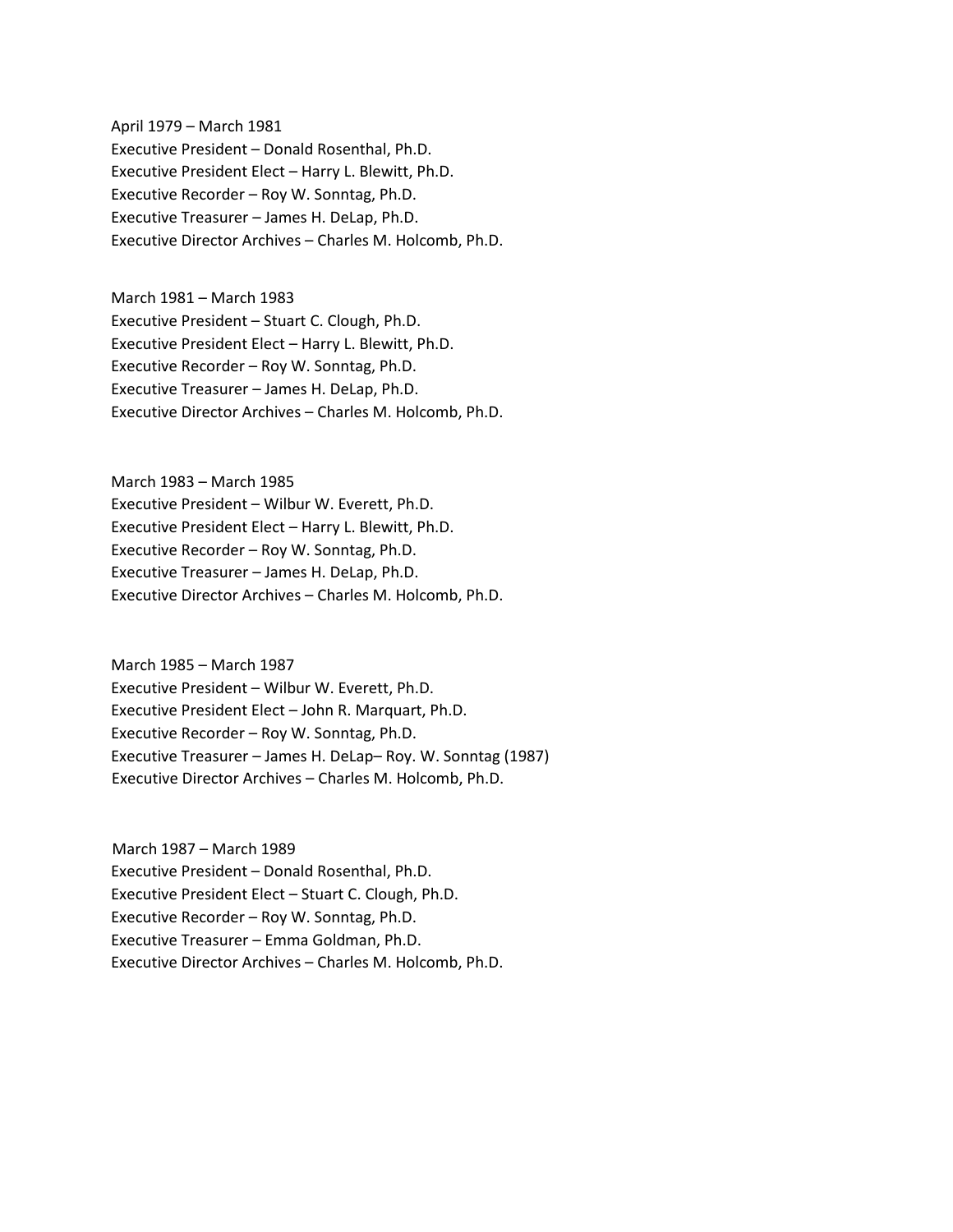April 1979 – March 1981
Executive President – Donald Rosenthal, Ph.D.
Executive President Elect – Harry L. Blewitt, Ph.D.
Executive Recorder – Roy W. Sonntag, Ph.D.
Executive Treasurer – James H. DeLap, Ph.D.
Executive Director Archives – Charles M. Holcomb, Ph.D.

March 1981 – March 1983
Executive President – Stuart C. Clough, Ph.D.
Executive President Elect – Harry L. Blewitt, Ph.D.
Executive Recorder – Roy W. Sonntag, Ph.D.
Executive Treasurer – James H. DeLap, Ph.D.
Executive Director Archives – Charles M. Holcomb, Ph.D.

March 1983 – March 1985
Executive President – Wilbur W. Everett, Ph.D.
Executive President Elect – Harry L. Blewitt, Ph.D.
Executive Recorder – Roy W. Sonntag, Ph.D.
Executive Treasurer – James H. DeLap, Ph.D.
Executive Director Archives – Charles M. Holcomb, Ph.D.

March 1985 – March 1987
Executive President – Wilbur W. Everett, Ph.D.
Executive President Elect – John R. Marquart, Ph.D.
Executive Recorder – Roy W. Sonntag, Ph.D.
Executive Treasurer – James H. DeLap– Roy. W. Sonntag (1987)
Executive Director Archives – Charles M. Holcomb, Ph.D.

March 1987 – March 1989
Executive President – Donald Rosenthal, Ph.D.
Executive President Elect – Stuart C. Clough, Ph.D.
Executive Recorder – Roy W. Sonntag, Ph.D.
Executive Treasurer – Emma Goldman, Ph.D.
Executive Director Archives – Charles M. Holcomb, Ph.D.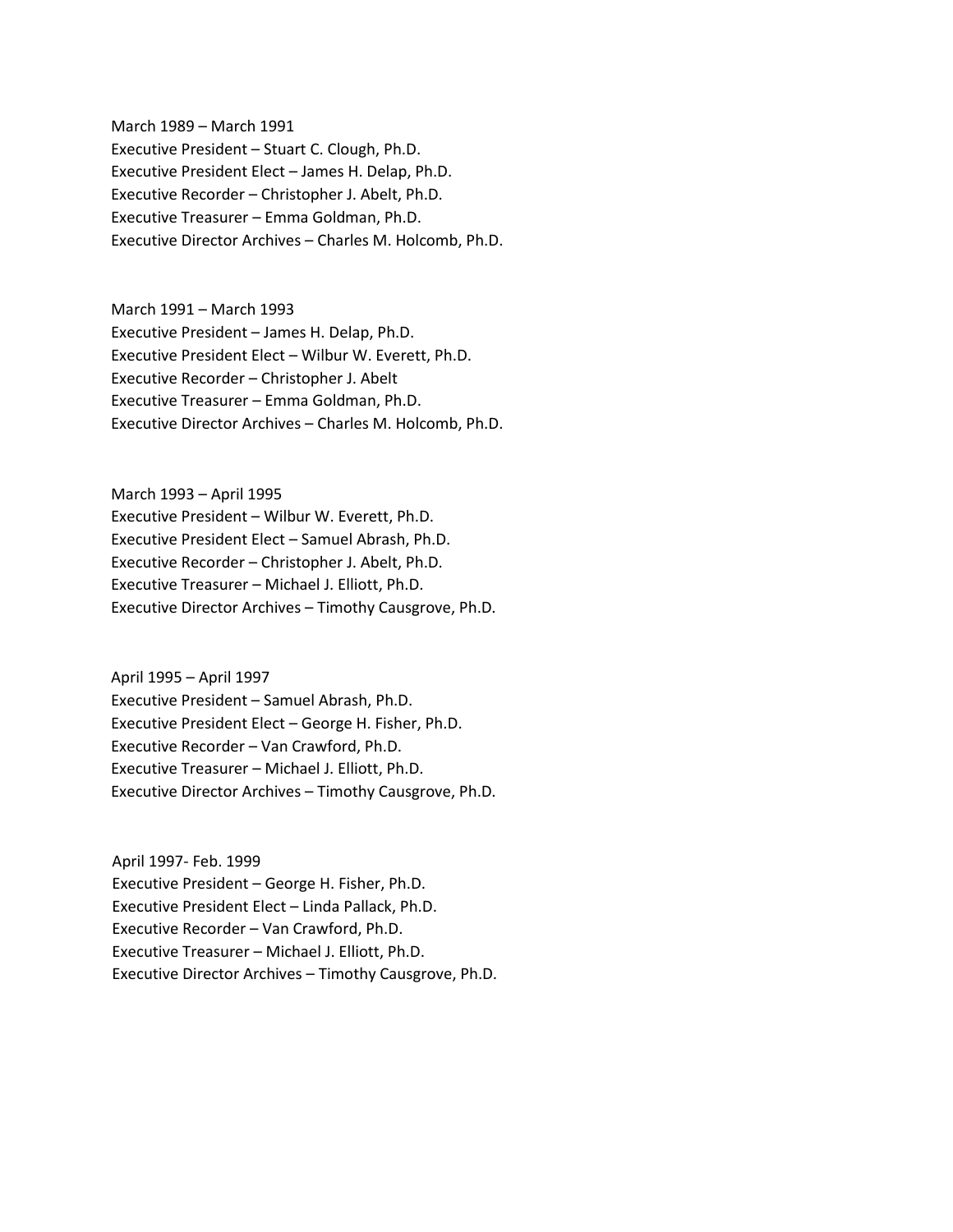March 1989 – March 1991
Executive President – Stuart C. Clough, Ph.D.
Executive President Elect – James H. Delap, Ph.D.
Executive Recorder – Christopher J. Abelt, Ph.D.
Executive Treasurer – Emma Goldman, Ph.D.
Executive Director Archives – Charles M. Holcomb, Ph.D.

March 1991 – March 1993
Executive President – James H. Delap, Ph.D.
Executive President Elect – Wilbur W. Everett, Ph.D.
Executive Recorder – Christopher J. Abelt
Executive Treasurer – Emma Goldman, Ph.D.
Executive Director Archives – Charles M. Holcomb, Ph.D.

March 1993 – April 1995
Executive President – Wilbur W. Everett, Ph.D.
Executive President Elect – Samuel Abrash, Ph.D.
Executive Recorder – Christopher J. Abelt, Ph.D.
Executive Treasurer – Michael J. Elliott, Ph.D.
Executive Director Archives – Timothy Causgrove, Ph.D.

April 1995 – April 1997
Executive President – Samuel Abrash, Ph.D.
Executive President Elect – George H. Fisher, Ph.D.
Executive Recorder – Van Crawford, Ph.D.
Executive Treasurer – Michael J. Elliott, Ph.D.
Executive Director Archives – Timothy Causgrove, Ph.D.

April 1997- Feb. 1999
Executive President – George H. Fisher, Ph.D.
Executive President Elect – Linda Pallack, Ph.D.
Executive Recorder – Van Crawford, Ph.D.
Executive Treasurer – Michael J. Elliott, Ph.D.
Executive Director Archives – Timothy Causgrove, Ph.D.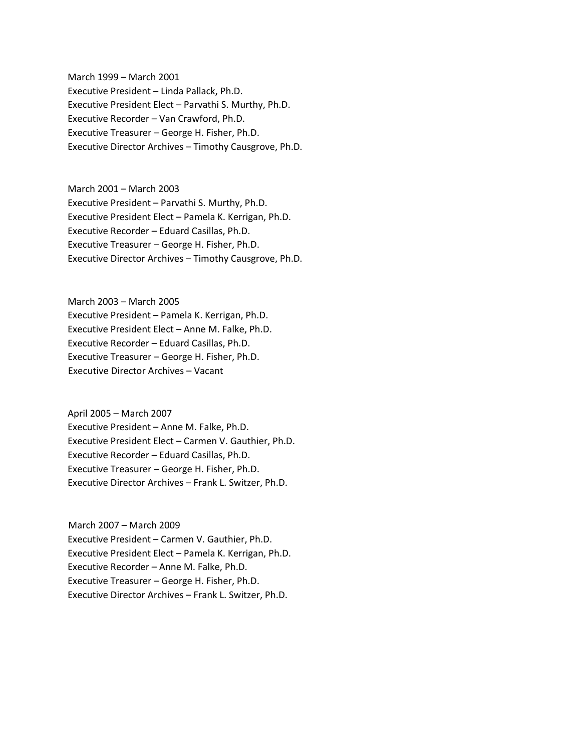March 1999 – March 2001
Executive President – Linda Pallack, Ph.D.
Executive President Elect – Parvathi S. Murthy, Ph.D.
Executive Recorder – Van Crawford, Ph.D.
Executive Treasurer – George H. Fisher, Ph.D.
Executive Director Archives – Timothy Causgrove, Ph.D.

March 2001 – March 2003
Executive President – Parvathi S. Murthy, Ph.D.
Executive President Elect – Pamela K. Kerrigan, Ph.D.
Executive Recorder – Eduard Casillas, Ph.D.
Executive Treasurer – George H. Fisher, Ph.D.
Executive Director Archives – Timothy Causgrove, Ph.D.

March 2003 – March 2005
Executive President – Pamela K. Kerrigan, Ph.D.
Executive President Elect – Anne M. Falke, Ph.D.
Executive Recorder – Eduard Casillas, Ph.D.
Executive Treasurer – George H. Fisher, Ph.D.
Executive Director Archives – Vacant

April 2005 – March 2007
Executive President – Anne M. Falke, Ph.D.
Executive President Elect – Carmen V. Gauthier, Ph.D.
Executive Recorder – Eduard Casillas, Ph.D.
Executive Treasurer – George H. Fisher, Ph.D.
Executive Director Archives – Frank L. Switzer, Ph.D.

March 2007 – March 2009
Executive President – Carmen V. Gauthier, Ph.D.
Executive President Elect – Pamela K. Kerrigan, Ph.D.
Executive Recorder – Anne M. Falke, Ph.D.
Executive Treasurer – George H. Fisher, Ph.D.
Executive Director Archives – Frank L. Switzer, Ph.D.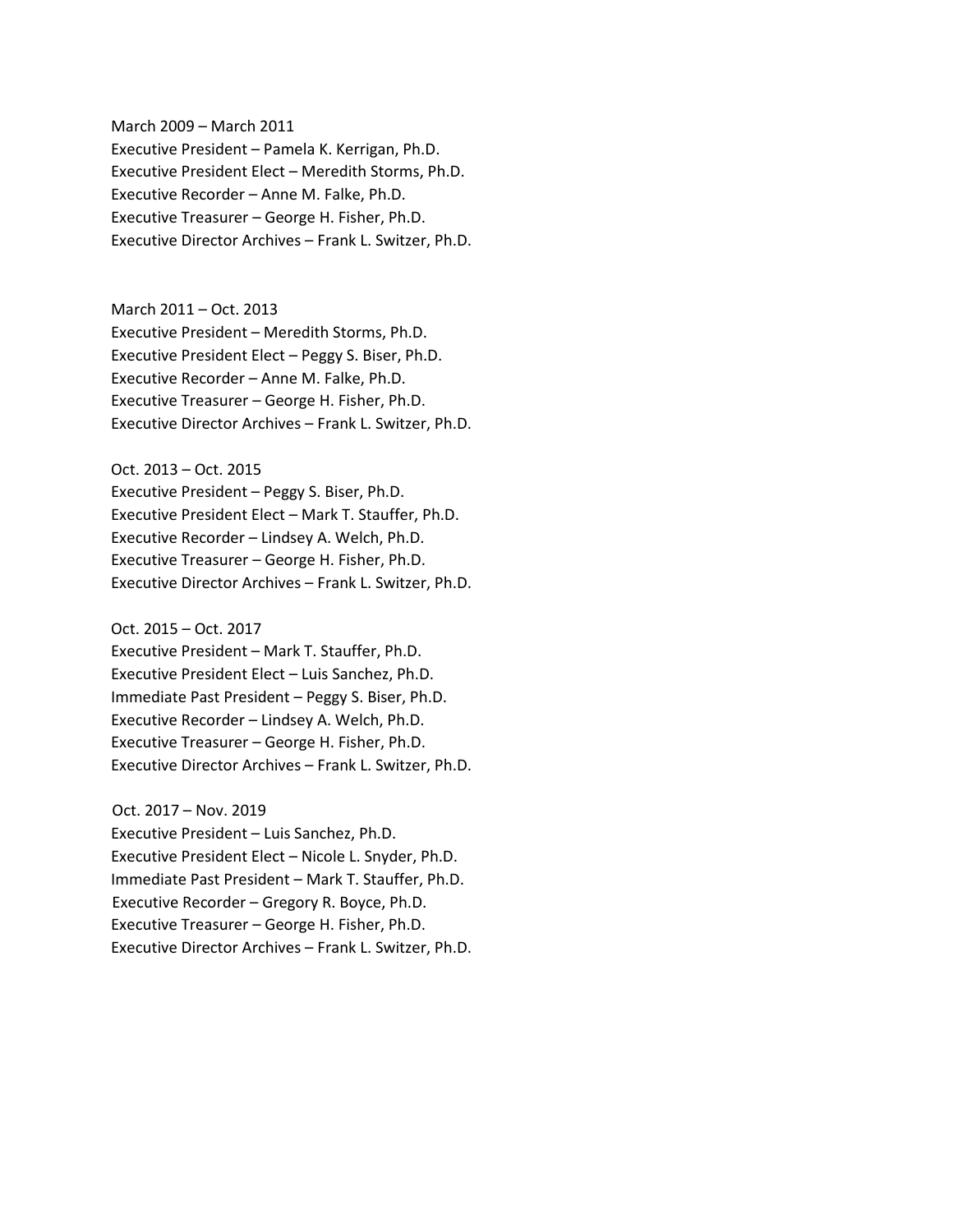March 2009 – March 2011
Executive President – Pamela K. Kerrigan, Ph.D.
Executive President Elect – Meredith Storms, Ph.D.
Executive Recorder – Anne M. Falke, Ph.D.
Executive Treasurer – George H. Fisher, Ph.D.
Executive Director Archives – Frank L. Switzer, Ph.D.

March 2011 – Oct. 2013
Executive President – Meredith Storms, Ph.D.
Executive President Elect – Peggy S. Biser, Ph.D.
Executive Recorder – Anne M. Falke, Ph.D.
Executive Treasurer – George H. Fisher, Ph.D.
Executive Director Archives – Frank L. Switzer, Ph.D.

Oct. 2013 – Oct. 2015
Executive President – Peggy S. Biser, Ph.D.
Executive President Elect – Mark T. Stauffer, Ph.D.
Executive Recorder – Lindsey A. Welch, Ph.D.
Executive Treasurer – George H. Fisher, Ph.D.
Executive Director Archives – Frank L. Switzer, Ph.D.

Oct. 2015 – Oct. 2017
Executive President – Mark T. Stauffer, Ph.D.
Executive President Elect – Luis Sanchez, Ph.D.
Immediate Past President – Peggy S. Biser, Ph.D.
Executive Recorder – Lindsey A. Welch, Ph.D.
Executive Treasurer – George H. Fisher, Ph.D.
Executive Director Archives – Frank L. Switzer, Ph.D.

Oct. 2017 – Nov. 2019
Executive President – Luis Sanchez, Ph.D.
Executive President Elect – Nicole L. Snyder, Ph.D.
Immediate Past President – Mark T. Stauffer, Ph.D.
Executive Recorder – Gregory R. Boyce, Ph.D.
Executive Treasurer – George H. Fisher, Ph.D.
Executive Director Archives – Frank L. Switzer, Ph.D.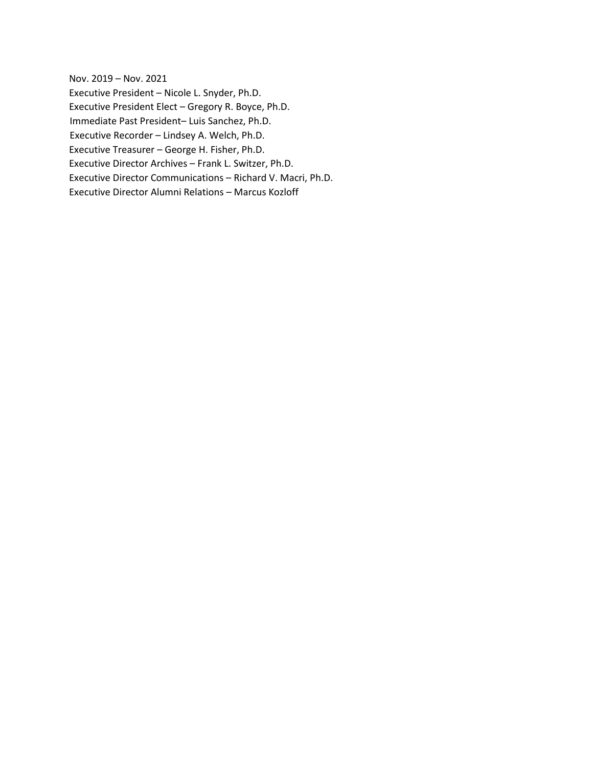Nov. 2019 – Nov. 2021

Executive President – Nicole L. Snyder, Ph.D.

Executive President Elect – Gregory R. Boyce, Ph.D.

Immediate Past President– Luis Sanchez, Ph.D.

Executive Recorder – Lindsey A. Welch, Ph.D.

Executive Treasurer – George H. Fisher, Ph.D.

Executive Director Archives – Frank L. Switzer, Ph.D.

Executive Director Communications – Richard V. Macri, Ph.D.

Executive Director Alumni Relations – Marcus Kozloff